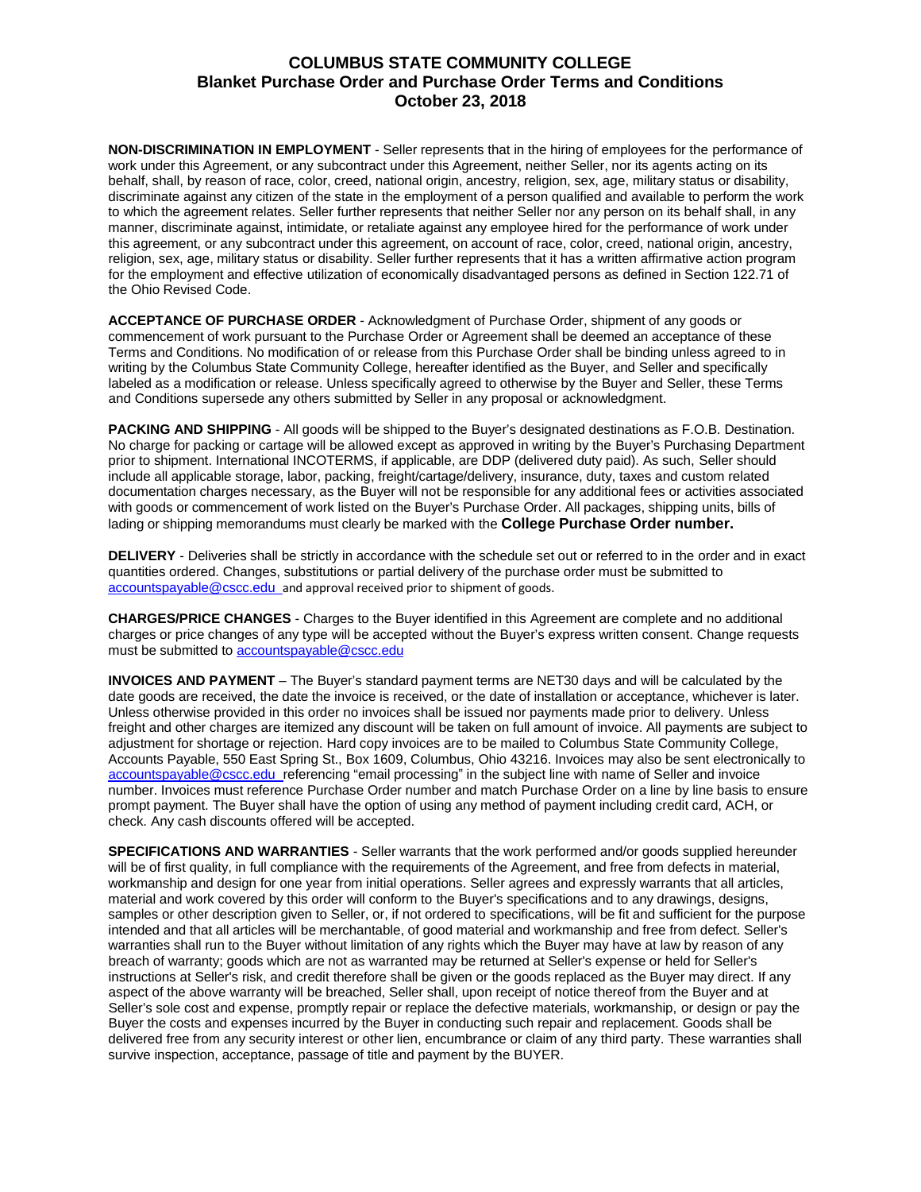# COLUMBUS STATE COMMUNITY COLLEGE
## Blanket Purchase Order and Purchase Order Terms and Conditions
## October 23, 2018

**NON-DISCRIMINATION IN EMPLOYMENT** - Seller represents that in the hiring of employees for the performance of work under this Agreement, or any subcontract under this Agreement, neither Seller, nor its agents acting on its behalf, shall, by reason of race, color, creed, national origin, ancestry, religion, sex, age, military status or disability, discriminate against any citizen of the state in the employment of a person qualified and available to perform the work to which the agreement relates. Seller further represents that neither Seller nor any person on its behalf shall, in any manner, discriminate against, intimidate, or retaliate against any employee hired for the performance of work under this agreement, or any subcontract under this agreement, on account of race, color, creed, national origin, ancestry, religion, sex, age, military status or disability. Seller further represents that it has a written affirmative action program for the employment and effective utilization of economically disadvantaged persons as defined in Section 122.71 of the Ohio Revised Code.

**ACCEPTANCE OF PURCHASE ORDER** - Acknowledgment of Purchase Order, shipment of any goods or commencement of work pursuant to the Purchase Order or Agreement shall be deemed an acceptance of these Terms and Conditions. No modification of or release from this Purchase Order shall be binding unless agreed to in writing by the Columbus State Community College, hereafter identified as the Buyer, and Seller and specifically labeled as a modification or release. Unless specifically agreed to otherwise by the Buyer and Seller, these Terms and Conditions supersede any others submitted by Seller in any proposal or acknowledgment.

**PACKING AND SHIPPING** - All goods will be shipped to the Buyer's designated destinations as F.O.B. Destination. No charge for packing or cartage will be allowed except as approved in writing by the Buyer's Purchasing Department prior to shipment. International INCOTERMS, if applicable, are DDP (delivered duty paid). As such, Seller should include all applicable storage, labor, packing, freight/cartage/delivery, insurance, duty, taxes and custom related documentation charges necessary, as the Buyer will not be responsible for any additional fees or activities associated with goods or commencement of work listed on the Buyer's Purchase Order. All packages, shipping units, bills of lading or shipping memorandums must clearly be marked with the **College Purchase Order number.**

**DELIVERY** - Deliveries shall be strictly in accordance with the schedule set out or referred to in the order and in exact quantities ordered. Changes, substitutions or partial delivery of the purchase order must be submitted to accountspayable@cscc.edu and approval received prior to shipment of goods.

**CHARGES/PRICE CHANGES** - Charges to the Buyer identified in this Agreement are complete and no additional charges or price changes of any type will be accepted without the Buyer's express written consent. Change requests must be submitted to accountspayable@cscc.edu

**INVOICES AND PAYMENT** – The Buyer's standard payment terms are NET30 days and will be calculated by the date goods are received, the date the invoice is received, or the date of installation or acceptance, whichever is later. Unless otherwise provided in this order no invoices shall be issued nor payments made prior to delivery. Unless freight and other charges are itemized any discount will be taken on full amount of invoice. All payments are subject to adjustment for shortage or rejection. Hard copy invoices are to be mailed to Columbus State Community College, Accounts Payable, 550 East Spring St., Box 1609, Columbus, Ohio 43216. Invoices may also be sent electronically to accountspayable@cscc.edu referencing "email processing" in the subject line with name of Seller and invoice number. Invoices must reference Purchase Order number and match Purchase Order on a line by line basis to ensure prompt payment. The Buyer shall have the option of using any method of payment including credit card, ACH, or check. Any cash discounts offered will be accepted.

**SPECIFICATIONS AND WARRANTIES** - Seller warrants that the work performed and/or goods supplied hereunder will be of first quality, in full compliance with the requirements of the Agreement, and free from defects in material, workmanship and design for one year from initial operations. Seller agrees and expressly warrants that all articles, material and work covered by this order will conform to the Buyer's specifications and to any drawings, designs, samples or other description given to Seller, or, if not ordered to specifications, will be fit and sufficient for the purpose intended and that all articles will be merchantable, of good material and workmanship and free from defect. Seller's warranties shall run to the Buyer without limitation of any rights which the Buyer may have at law by reason of any breach of warranty; goods which are not as warranted may be returned at Seller's expense or held for Seller's instructions at Seller's risk, and credit therefore shall be given or the goods replaced as the Buyer may direct. If any aspect of the above warranty will be breached, Seller shall, upon receipt of notice thereof from the Buyer and at Seller's sole cost and expense, promptly repair or replace the defective materials, workmanship, or design or pay the Buyer the costs and expenses incurred by the Buyer in conducting such repair and replacement. Goods shall be delivered free from any security interest or other lien, encumbrance or claim of any third party. These warranties shall survive inspection, acceptance, passage of title and payment by the BUYER.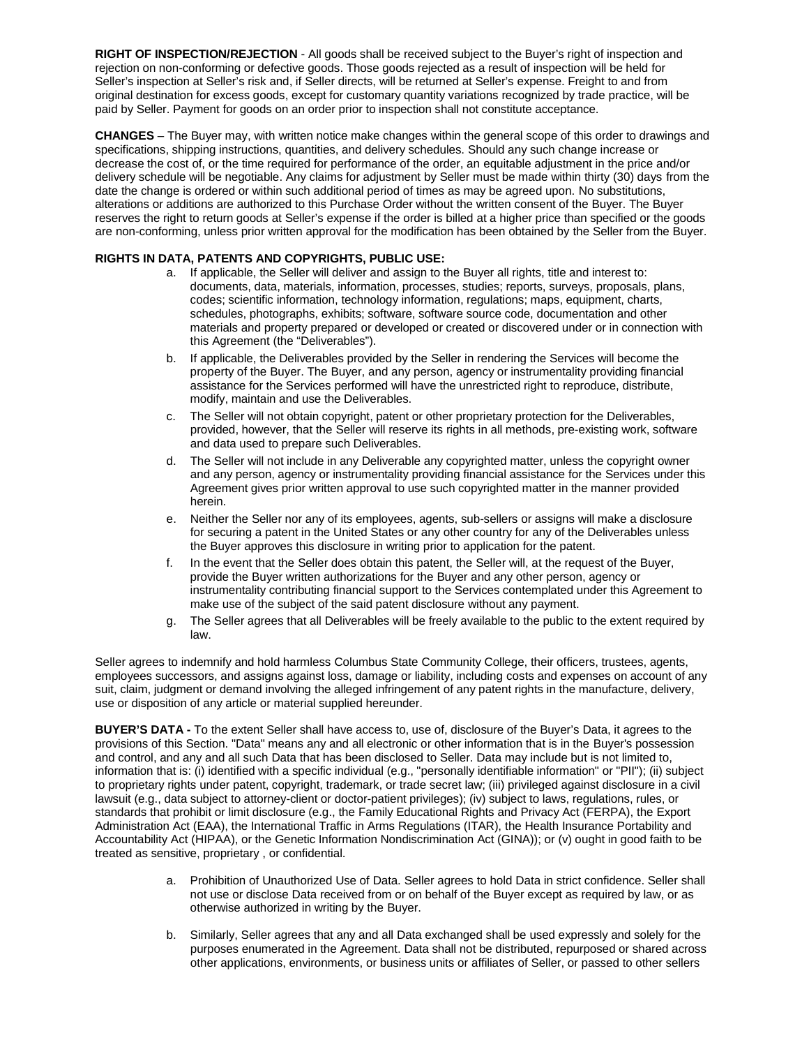**RIGHT OF INSPECTION/REJECTION** - All goods shall be received subject to the Buyer's right of inspection and rejection on non-conforming or defective goods. Those goods rejected as a result of inspection will be held for Seller's inspection at Seller's risk and, if Seller directs, will be returned at Seller's expense. Freight to and from original destination for excess goods, except for customary quantity variations recognized by trade practice, will be paid by Seller. Payment for goods on an order prior to inspection shall not constitute acceptance.

**CHANGES** – The Buyer may, with written notice make changes within the general scope of this order to drawings and specifications, shipping instructions, quantities, and delivery schedules. Should any such change increase or decrease the cost of, or the time required for performance of the order, an equitable adjustment in the price and/or delivery schedule will be negotiable. Any claims for adjustment by Seller must be made within thirty (30) days from the date the change is ordered or within such additional period of times as may be agreed upon. No substitutions, alterations or additions are authorized to this Purchase Order without the written consent of the Buyer. The Buyer reserves the right to return goods at Seller's expense if the order is billed at a higher price than specified or the goods are non-conforming, unless prior written approval for the modification has been obtained by the Seller from the Buyer.

**RIGHTS IN DATA, PATENTS AND COPYRIGHTS, PUBLIC USE:**

a. If applicable, the Seller will deliver and assign to the Buyer all rights, title and interest to: documents, data, materials, information, processes, studies; reports, surveys, proposals, plans, codes; scientific information, technology information, regulations; maps, equipment, charts, schedules, photographs, exhibits; software, software source code, documentation and other materials and property prepared or developed or created or discovered under or in connection with this Agreement (the "Deliverables").

b. If applicable, the Deliverables provided by the Seller in rendering the Services will become the property of the Buyer. The Buyer, and any person, agency or instrumentality providing financial assistance for the Services performed will have the unrestricted right to reproduce, distribute, modify, maintain and use the Deliverables.

c. The Seller will not obtain copyright, patent or other proprietary protection for the Deliverables, provided, however, that the Seller will reserve its rights in all methods, pre-existing work, software and data used to prepare such Deliverables.

d. The Seller will not include in any Deliverable any copyrighted matter, unless the copyright owner and any person, agency or instrumentality providing financial assistance for the Services under this Agreement gives prior written approval to use such copyrighted matter in the manner provided herein.

e. Neither the Seller nor any of its employees, agents, sub-sellers or assigns will make a disclosure for securing a patent in the United States or any other country for any of the Deliverables unless the Buyer approves this disclosure in writing prior to application for the patent.

f. In the event that the Seller does obtain this patent, the Seller will, at the request of the Buyer, provide the Buyer written authorizations for the Buyer and any other person, agency or instrumentality contributing financial support to the Services contemplated under this Agreement to make use of the subject of the said patent disclosure without any payment.

g. The Seller agrees that all Deliverables will be freely available to the public to the extent required by law.

Seller agrees to indemnify and hold harmless Columbus State Community College, their officers, trustees, agents, employees successors, and assigns against loss, damage or liability, including costs and expenses on account of any suit, claim, judgment or demand involving the alleged infringement of any patent rights in the manufacture, delivery, use or disposition of any article or material supplied hereunder.

**BUYER'S DATA -** To the extent Seller shall have access to, use of, disclosure of the Buyer's Data, it agrees to the provisions of this Section. "Data" means any and all electronic or other information that is in the Buyer's possession and control, and any and all such Data that has been disclosed to Seller. Data may include but is not limited to, information that is: (i) identified with a specific individual (e.g., "personally identifiable information" or "PII"); (ii) subject to proprietary rights under patent, copyright, trademark, or trade secret law; (iii) privileged against disclosure in a civil lawsuit (e.g., data subject to attorney-client or doctor-patient privileges); (iv) subject to laws, regulations, rules, or standards that prohibit or limit disclosure (e.g., the Family Educational Rights and Privacy Act (FERPA), the Export Administration Act (EAA), the International Traffic in Arms Regulations (ITAR), the Health Insurance Portability and Accountability Act (HIPAA), or the Genetic Information Nondiscrimination Act (GINA)); or (v) ought in good faith to be treated as sensitive, proprietary , or confidential.

a. Prohibition of Unauthorized Use of Data. Seller agrees to hold Data in strict confidence. Seller shall not use or disclose Data received from or on behalf of the Buyer except as required by law, or as otherwise authorized in writing by the Buyer.

b. Similarly, Seller agrees that any and all Data exchanged shall be used expressly and solely for the purposes enumerated in the Agreement. Data shall not be distributed, repurposed or shared across other applications, environments, or business units or affiliates of Seller, or passed to other sellers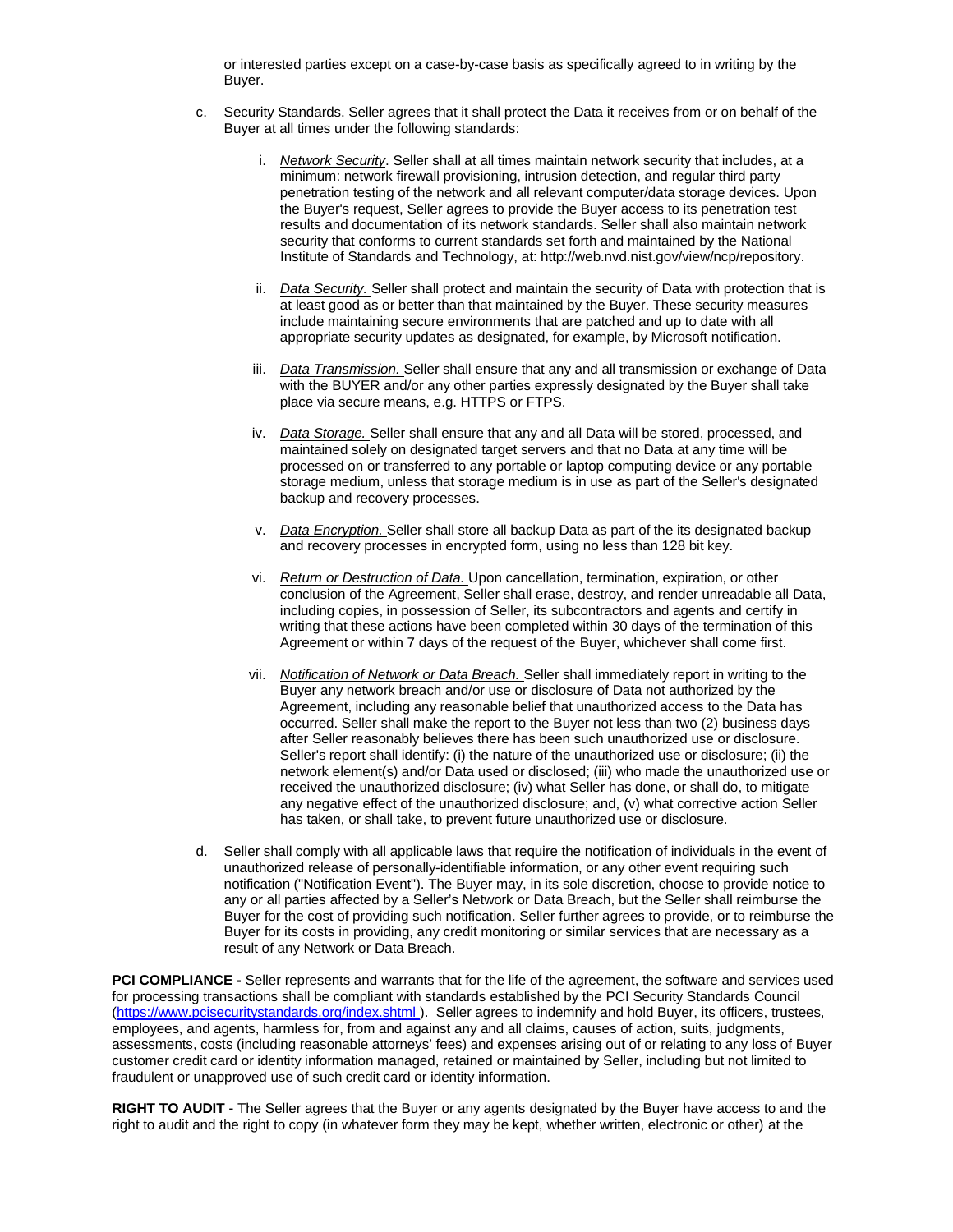or interested parties except on a case-by-case basis as specifically agreed to in writing by the Buyer.

c. Security Standards. Seller agrees that it shall protect the Data it receives from or on behalf of the Buyer at all times under the following standards:

   i. *Network Security*. Seller shall at all times maintain network security that includes, at a minimum: network firewall provisioning, intrusion detection, and regular third party penetration testing of the network and all relevant computer/data storage devices. Upon the Buyer's request, Seller agrees to provide the Buyer access to its penetration test results and documentation of its network standards. Seller shall also maintain network security that conforms to current standards set forth and maintained by the National Institute of Standards and Technology, at: http://web.nvd.nist.gov/view/ncp/repository.

   ii. *Data Security.* Seller shall protect and maintain the security of Data with protection that is at least good as or better than that maintained by the Buyer. These security measures include maintaining secure environments that are patched and up to date with all appropriate security updates as designated, for example, by Microsoft notification.

   iii. *Data Transmission.* Seller shall ensure that any and all transmission or exchange of Data with the BUYER and/or any other parties expressly designated by the Buyer shall take place via secure means, e.g. HTTPS or FTPS.

   iv. *Data Storage.* Seller shall ensure that any and all Data will be stored, processed, and maintained solely on designated target servers and that no Data at any time will be processed on or transferred to any portable or laptop computing device or any portable storage medium, unless that storage medium is in use as part of the Seller's designated backup and recovery processes.

   v. *Data Encryption.* Seller shall store all backup Data as part of the its designated backup and recovery processes in encrypted form, using no less than 128 bit key.

   vi. *Return or Destruction of Data.* Upon cancellation, termination, expiration, or other conclusion of the Agreement, Seller shall erase, destroy, and render unreadable all Data, including copies, in possession of Seller, its subcontractors and agents and certify in writing that these actions have been completed within 30 days of the termination of this Agreement or within 7 days of the request of the Buyer, whichever shall come first.

   vii. *Notification of Network or Data Breach.* Seller shall immediately report in writing to the Buyer any network breach and/or use or disclosure of Data not authorized by the Agreement, including any reasonable belief that unauthorized access to the Data has occurred. Seller shall make the report to the Buyer not less than two (2) business days after Seller reasonably believes there has been such unauthorized use or disclosure. Seller's report shall identify: (i) the nature of the unauthorized use or disclosure; (ii) the network element(s) and/or Data used or disclosed; (iii) who made the unauthorized use or received the unauthorized disclosure; (iv) what Seller has done, or shall do, to mitigate any negative effect of the unauthorized disclosure; and, (v) what corrective action Seller has taken, or shall take, to prevent future unauthorized use or disclosure.

d. Seller shall comply with all applicable laws that require the notification of individuals in the event of unauthorized release of personally-identifiable information, or any other event requiring such notification ("Notification Event"). The Buyer may, in its sole discretion, choose to provide notice to any or all parties affected by a Seller's Network or Data Breach, but the Seller shall reimburse the Buyer for the cost of providing such notification. Seller further agrees to provide, or to reimburse the Buyer for its costs in providing, any credit monitoring or similar services that are necessary as a result of any Network or Data Breach.

**PCI COMPLIANCE -** Seller represents and warrants that for the life of the agreement, the software and services used for processing transactions shall be compliant with standards established by the PCI Security Standards Council (https://www.pcisecuritystandards.org/index.shtml ). Seller agrees to indemnify and hold Buyer, its officers, trustees, employees, and agents, harmless for, from and against any and all claims, causes of action, suits, judgments, assessments, costs (including reasonable attorneys' fees) and expenses arising out of or relating to any loss of Buyer customer credit card or identity information managed, retained or maintained by Seller, including but not limited to fraudulent or unapproved use of such credit card or identity information.

**RIGHT TO AUDIT -** The Seller agrees that the Buyer or any agents designated by the Buyer have access to and the right to audit and the right to copy (in whatever form they may be kept, whether written, electronic or other) at the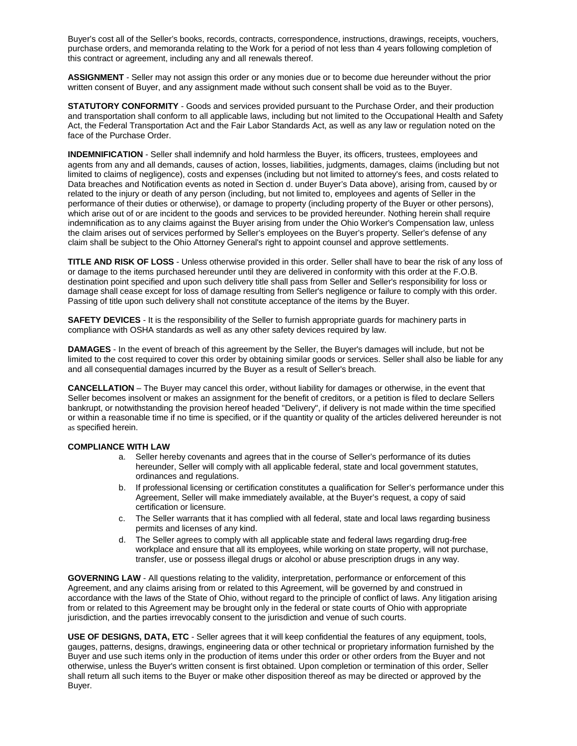Buyer's cost all of the Seller's books, records, contracts, correspondence, instructions, drawings, receipts, vouchers, purchase orders, and memoranda relating to the Work for a period of not less than 4 years following completion of this contract or agreement, including any and all renewals thereof.

**ASSIGNMENT** - Seller may not assign this order or any monies due or to become due hereunder without the prior written consent of Buyer, and any assignment made without such consent shall be void as to the Buyer.

**STATUTORY CONFORMITY** - Goods and services provided pursuant to the Purchase Order, and their production and transportation shall conform to all applicable laws, including but not limited to the Occupational Health and Safety Act, the Federal Transportation Act and the Fair Labor Standards Act, as well as any law or regulation noted on the face of the Purchase Order.

**INDEMNIFICATION** - Seller shall indemnify and hold harmless the Buyer, its officers, trustees, employees and agents from any and all demands, causes of action, losses, liabilities, judgments, damages, claims (including but not limited to claims of negligence), costs and expenses (including but not limited to attorney's fees, and costs related to Data breaches and Notification events as noted in Section d. under Buyer's Data above), arising from, caused by or related to the injury or death of any person (including, but not limited to, employees and agents of Seller in the performance of their duties or otherwise), or damage to property (including property of the Buyer or other persons), which arise out of or are incident to the goods and services to be provided hereunder. Nothing herein shall require indemnification as to any claims against the Buyer arising from under the Ohio Worker's Compensation law, unless the claim arises out of services performed by Seller's employees on the Buyer's property. Seller's defense of any claim shall be subject to the Ohio Attorney General's right to appoint counsel and approve settlements.

**TITLE AND RISK OF LOSS** - Unless otherwise provided in this order. Seller shall have to bear the risk of any loss of or damage to the items purchased hereunder until they are delivered in conformity with this order at the F.O.B. destination point specified and upon such delivery title shall pass from Seller and Seller's responsibility for loss or damage shall cease except for loss of damage resulting from Seller's negligence or failure to comply with this order. Passing of title upon such delivery shall not constitute acceptance of the items by the Buyer.

**SAFETY DEVICES** - It is the responsibility of the Seller to furnish appropriate guards for machinery parts in compliance with OSHA standards as well as any other safety devices required by law.

**DAMAGES** - In the event of breach of this agreement by the Seller, the Buyer's damages will include, but not be limited to the cost required to cover this order by obtaining similar goods or services. Seller shall also be liable for any and all consequential damages incurred by the Buyer as a result of Seller's breach.

**CANCELLATION** – The Buyer may cancel this order, without liability for damages or otherwise, in the event that Seller becomes insolvent or makes an assignment for the benefit of creditors, or a petition is filed to declare Sellers bankrupt, or notwithstanding the provision hereof headed "Delivery", if delivery is not made within the time specified or within a reasonable time if no time is specified, or if the quantity or quality of the articles delivered hereunder is not as specified herein.

**COMPLIANCE WITH LAW**

a. Seller hereby covenants and agrees that in the course of Seller's performance of its duties hereunder, Seller will comply with all applicable federal, state and local government statutes, ordinances and regulations.
b. If professional licensing or certification constitutes a qualification for Seller's performance under this Agreement, Seller will make immediately available, at the Buyer's request, a copy of said certification or licensure.
c. The Seller warrants that it has complied with all federal, state and local laws regarding business permits and licenses of any kind.
d. The Seller agrees to comply with all applicable state and federal laws regarding drug-free workplace and ensure that all its employees, while working on state property, will not purchase, transfer, use or possess illegal drugs or alcohol or abuse prescription drugs in any way.

**GOVERNING LAW** - All questions relating to the validity, interpretation, performance or enforcement of this Agreement, and any claims arising from or related to this Agreement, will be governed by and construed in accordance with the laws of the State of Ohio, without regard to the principle of conflict of laws. Any litigation arising from or related to this Agreement may be brought only in the federal or state courts of Ohio with appropriate jurisdiction, and the parties irrevocably consent to the jurisdiction and venue of such courts.

**USE OF DESIGNS, DATA, ETC** - Seller agrees that it will keep confidential the features of any equipment, tools, gauges, patterns, designs, drawings, engineering data or other technical or proprietary information furnished by the Buyer and use such items only in the production of items under this order or other orders from the Buyer and not otherwise, unless the Buyer's written consent is first obtained. Upon completion or termination of this order, Seller shall return all such items to the Buyer or make other disposition thereof as may be directed or approved by the Buyer.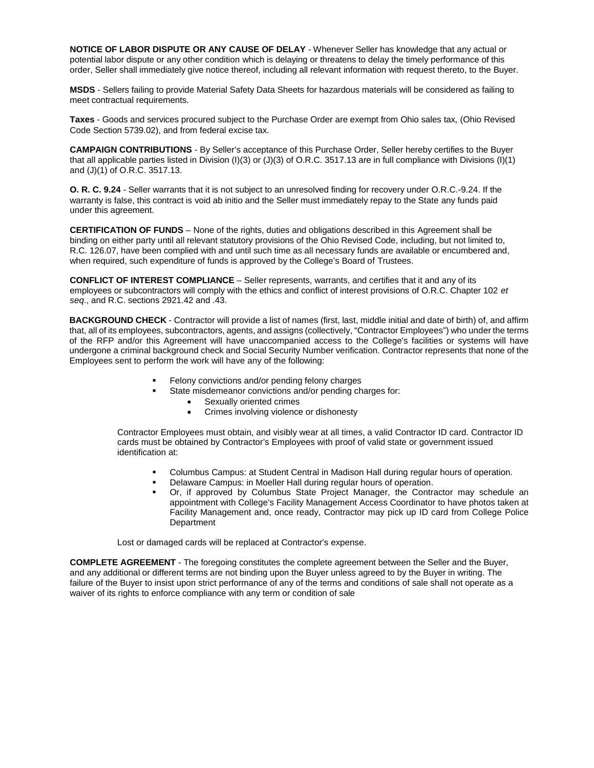**NOTICE OF LABOR DISPUTE OR ANY CAUSE OF DELAY** - Whenever Seller has knowledge that any actual or potential labor dispute or any other condition which is delaying or threatens to delay the timely performance of this order, Seller shall immediately give notice thereof, including all relevant information with request thereto, to the Buyer.

**MSDS** - Sellers failing to provide Material Safety Data Sheets for hazardous materials will be considered as failing to meet contractual requirements.

**Taxes** - Goods and services procured subject to the Purchase Order are exempt from Ohio sales tax, (Ohio Revised Code Section 5739.02), and from federal excise tax.

**CAMPAIGN CONTRIBUTIONS** - By Seller's acceptance of this Purchase Order, Seller hereby certifies to the Buyer that all applicable parties listed in Division (I)(3) or (J)(3) of O.R.C. 3517.13 are in full compliance with Divisions (I)(1) and (J)(1) of O.R.C. 3517.13.

**O. R. C. 9.24** - Seller warrants that it is not subject to an unresolved finding for recovery under O.R.C.-9.24. If the warranty is false, this contract is void ab initio and the Seller must immediately repay to the State any funds paid under this agreement.

**CERTIFICATION OF FUNDS** – None of the rights, duties and obligations described in this Agreement shall be binding on either party until all relevant statutory provisions of the Ohio Revised Code, including, but not limited to, R.C. 126.07, have been complied with and until such time as all necessary funds are available or encumbered and, when required, such expenditure of funds is approved by the College's Board of Trustees.

**CONFLICT OF INTEREST COMPLIANCE** – Seller represents, warrants, and certifies that it and any of its employees or subcontractors will comply with the ethics and conflict of interest provisions of O.R.C. Chapter 102 *et seq*., and R.C. sections 2921.42 and .43.

**BACKGROUND CHECK** - Contractor will provide a list of names (first, last, middle initial and date of birth) of, and affirm that, all of its employees, subcontractors, agents, and assigns (collectively, "Contractor Employees") who under the terms of the RFP and/or this Agreement will have unaccompanied access to the College's facilities or systems will have undergone a criminal background check and Social Security Number verification. Contractor represents that none of the Employees sent to perform the work will have any of the following:

- Felony convictions and/or pending felony charges
- State misdemeanor convictions and/or pending charges for:
  - Sexually oriented crimes
  - Crimes involving violence or dishonesty

Contractor Employees must obtain, and visibly wear at all times, a valid Contractor ID card. Contractor ID cards must be obtained by Contractor's Employees with proof of valid state or government issued identification at:

- Columbus Campus: at Student Central in Madison Hall during regular hours of operation.
- Delaware Campus: in Moeller Hall during regular hours of operation.
- Or, if approved by Columbus State Project Manager, the Contractor may schedule an appointment with College's Facility Management Access Coordinator to have photos taken at Facility Management and, once ready, Contractor may pick up ID card from College Police Department

Lost or damaged cards will be replaced at Contractor's expense.

**COMPLETE AGREEMENT** - The foregoing constitutes the complete agreement between the Seller and the Buyer, and any additional or different terms are not binding upon the Buyer unless agreed to by the Buyer in writing. The failure of the Buyer to insist upon strict performance of any of the terms and conditions of sale shall not operate as a waiver of its rights to enforce compliance with any term or condition of sale